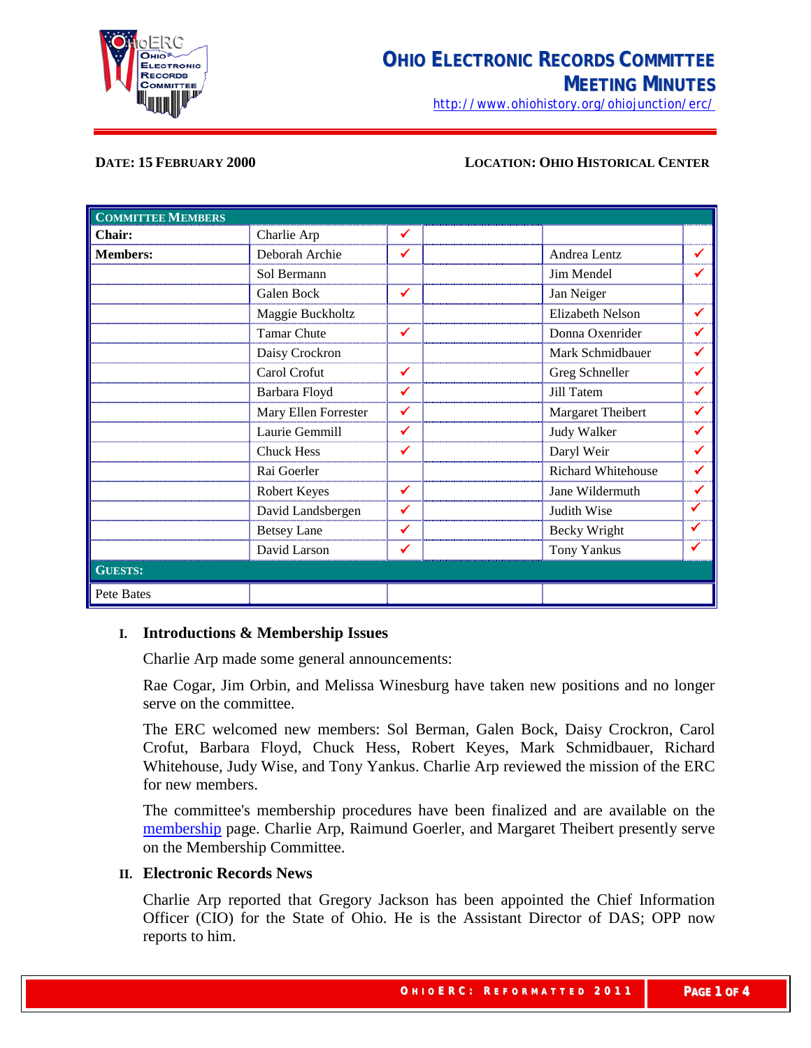# OHIO ELECTRONIC RECORDS COMMITTEE
## MEETING MINUTES

http://www.ohiohistory.org/ohiojunction/erc/

**DATE: 15 FEBRUARY 2000** **LOCATION: OHIO HISTORICAL CENTER**

| COMMITTEE MEMBERS | | | | | |
|---|---|---|---|---|---|
| **Chair:** | Charlie Arp | ✓ | | | |
| **Members:** | Deborah Archie | ✓ | | Andrea Lentz | ✓ |
| | Sol Bermann | | | Jim Mendel | ✓ |
| | Galen Bock | ✓ | | Jan Neiger | |
| | Maggie Buckholtz | | | Elizabeth Nelson | ✓ |
| | Tamar Chute | ✓ | | Donna Oxenrider | ✓ |
| | Daisy Crockron | | | Mark Schmidbauer | ✓ |
| | Carol Crofut | ✓ | | Greg Schneller | ✓ |
| | Barbara Floyd | ✓ | | Jill Tatem | ✓ |
| | Mary Ellen Forrester | ✓ | | Margaret Theibert | ✓ |
| | Laurie Gemmill | ✓ | | Judy Walker | ✓ |
| | Chuck Hess | ✓ | | Daryl Weir | ✓ |
| | Rai Goerler | | | Richard Whitehouse | ✓ |
| | Robert Keyes | ✓ | | Jane Wildermuth | ✓ |
| | David Landsbergen | ✓ | | Judith Wise | ✓ |
| | Betsey Lane | ✓ | | Becky Wright | ✓ |
| | David Larson | ✓ | | Tony Yankus | ✓ |
| **GUESTS:** | | | | | |
| Pete Bates | | | | | |

### I. Introductions & Membership Issues

Charlie Arp made some general announcements:

Rae Cogar, Jim Orbin, and Melissa Winesburg have taken new positions and no longer serve on the committee.

The ERC welcomed new members: Sol Berman, Galen Bock, Daisy Crockron, Carol Crofut, Barbara Floyd, Chuck Hess, Robert Keyes, Mark Schmidbauer, Richard Whitehouse, Judy Wise, and Tony Yankus. Charlie Arp reviewed the mission of the ERC for new members.

The committee's membership procedures have been finalized and are available on the membership page. Charlie Arp, Raimund Goerler, and Margaret Theibert presently serve on the Membership Committee.

### II. Electronic Records News

Charlie Arp reported that Gregory Jackson has been appointed the Chief Information Officer (CIO) for the State of Ohio. He is the Assistant Director of DAS; OPP now reports to him.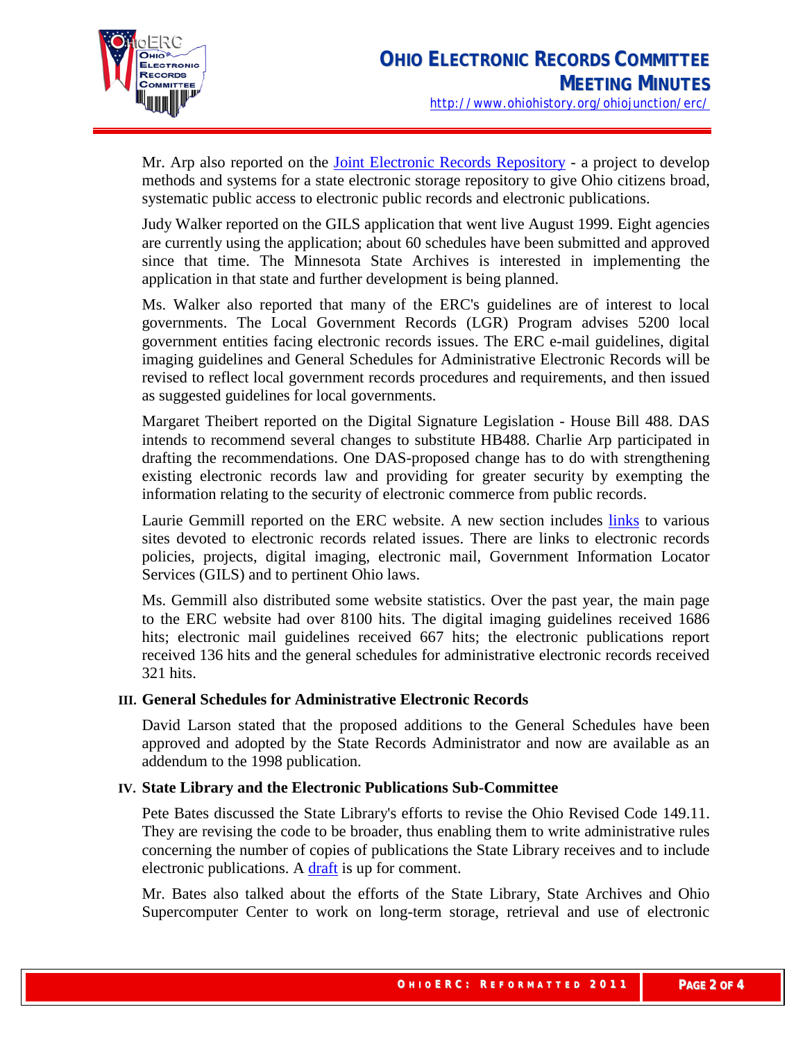Mr. Arp also reported on the Joint Electronic Records Repository - a project to develop methods and systems for a state electronic storage repository to give Ohio citizens broad, systematic public access to electronic public records and electronic publications.

Judy Walker reported on the GILS application that went live August 1999. Eight agencies are currently using the application; about 60 schedules have been submitted and approved since that time. The Minnesota State Archives is interested in implementing the application in that state and further development is being planned.

Ms. Walker also reported that many of the ERC's guidelines are of interest to local governments. The Local Government Records (LGR) Program advises 5200 local government entities facing electronic records issues. The ERC e-mail guidelines, digital imaging guidelines and General Schedules for Administrative Electronic Records will be revised to reflect local government records procedures and requirements, and then issued as suggested guidelines for local governments.

Margaret Theibert reported on the Digital Signature Legislation - House Bill 488. DAS intends to recommend several changes to substitute HB488. Charlie Arp participated in drafting the recommendations. One DAS-proposed change has to do with strengthening existing electronic records law and providing for greater security by exempting the information relating to the security of electronic commerce from public records.

Laurie Gemmill reported on the ERC website. A new section includes links to various sites devoted to electronic records related issues. There are links to electronic records policies, projects, digital imaging, electronic mail, Government Information Locator Services (GILS) and to pertinent Ohio laws.

Ms. Gemmill also distributed some website statistics. Over the past year, the main page to the ERC website had over 8100 hits. The digital imaging guidelines received 1686 hits; electronic mail guidelines received 667 hits; the electronic publications report received 136 hits and the general schedules for administrative electronic records received 321 hits.

### III. General Schedules for Administrative Electronic Records

David Larson stated that the proposed additions to the General Schedules have been approved and adopted by the State Records Administrator and now are available as an addendum to the 1998 publication.

### IV. State Library and the Electronic Publications Sub-Committee

Pete Bates discussed the State Library's efforts to revise the Ohio Revised Code 149.11. They are revising the code to be broader, thus enabling them to write administrative rules concerning the number of copies of publications the State Library receives and to include electronic publications. A draft is up for comment.

Mr. Bates also talked about the efforts of the State Library, State Archives and Ohio Supercomputer Center to work on long-term storage, retrieval and use of electronic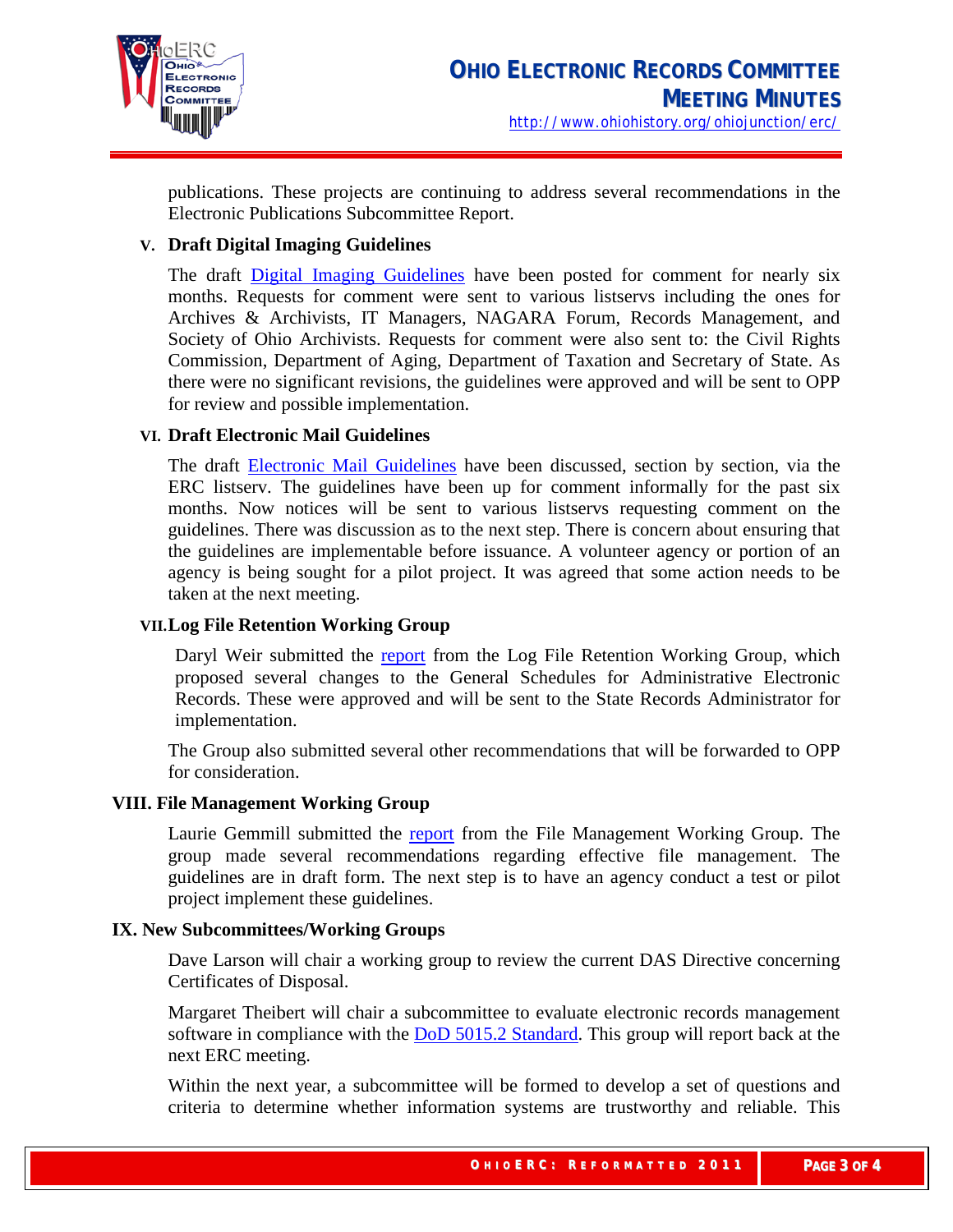publications. These projects are continuing to address several recommendations in the Electronic Publications Subcommittee Report.

### V. Draft Digital Imaging Guidelines

The draft Digital Imaging Guidelines have been posted for comment for nearly six months. Requests for comment were sent to various listservs including the ones for Archives & Archivists, IT Managers, NAGARA Forum, Records Management, and Society of Ohio Archivists. Requests for comment were also sent to: the Civil Rights Commission, Department of Aging, Department of Taxation and Secretary of State. As there were no significant revisions, the guidelines were approved and will be sent to OPP for review and possible implementation.

### VI. Draft Electronic Mail Guidelines

The draft Electronic Mail Guidelines have been discussed, section by section, via the ERC listserv. The guidelines have been up for comment informally for the past six months. Now notices will be sent to various listservs requesting comment on the guidelines. There was discussion as to the next step. There is concern about ensuring that the guidelines are implementable before issuance. A volunteer agency or portion of an agency is being sought for a pilot project. It was agreed that some action needs to be taken at the next meeting.

### VII. Log File Retention Working Group

Daryl Weir submitted the report from the Log File Retention Working Group, which proposed several changes to the General Schedules for Administrative Electronic Records. These were approved and will be sent to the State Records Administrator for implementation.

The Group also submitted several other recommendations that will be forwarded to OPP for consideration.

### VIII. File Management Working Group

Laurie Gemmill submitted the report from the File Management Working Group. The group made several recommendations regarding effective file management. The guidelines are in draft form. The next step is to have an agency conduct a test or pilot project implement these guidelines.

### IX. New Subcommittees/Working Groups

Dave Larson will chair a working group to review the current DAS Directive concerning Certificates of Disposal.

Margaret Theibert will chair a subcommittee to evaluate electronic records management software in compliance with the DoD 5015.2 Standard. This group will report back at the next ERC meeting.

Within the next year, a subcommittee will be formed to develop a set of questions and criteria to determine whether information systems are trustworthy and reliable. This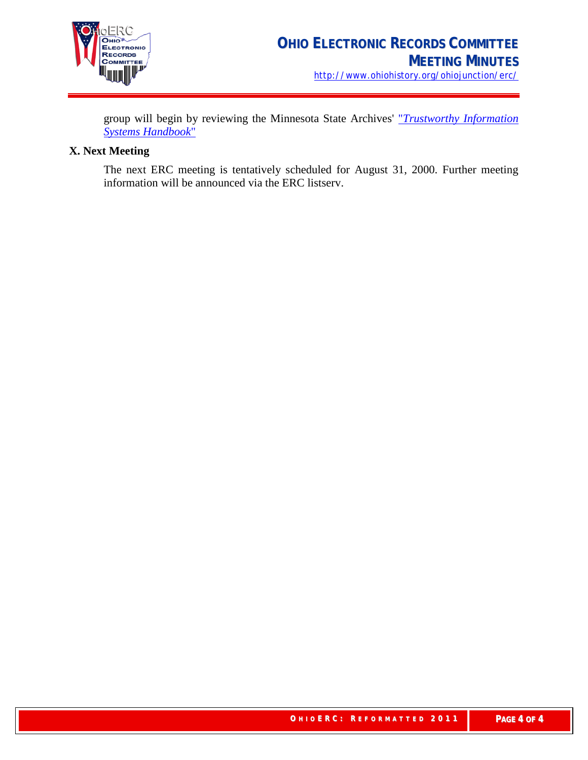group will begin by reviewing the Minnesota State Archives' "*Trustworthy Information Systems Handbook*"

## X. Next Meeting

The next ERC meeting is tentatively scheduled for August 31, 2000. Further meeting information will be announced via the ERC listserv.